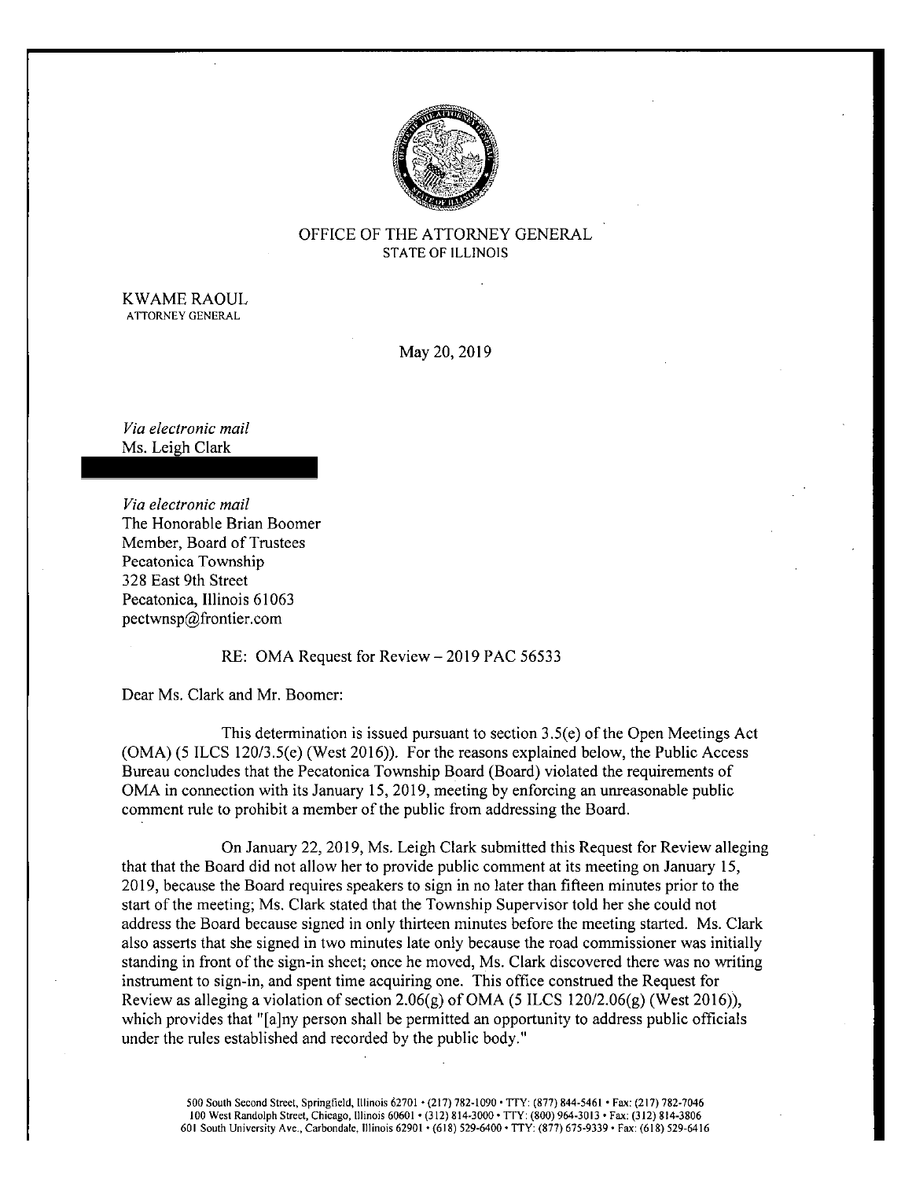OFFICE OF THE ATTORNEY GENERAL
STATE OF ILLINOIS

KWAME RAOUL
ATTORNEY GENERAL

May 20, 2019

*Via electronic mail*
Ms. Leigh Clark

*Via electronic mail*
The Honorable Brian Boomer
Member, Board of Trustees
Pecatonica Township
328 East 9th Street
Pecatonica, Illinois 61063
pectwnsp@frontier.com

RE: OMA Request for Review – 2019 PAC 56533

Dear Ms. Clark and Mr. Boomer:

This determination is issued pursuant to section 3.5(e) of the Open Meetings Act (OMA) (5 ILCS 120/3.5(e) (West 2016)). For the reasons explained below, the Public Access Bureau concludes that the Pecatonica Township Board (Board) violated the requirements of OMA in connection with its January 15, 2019, meeting by enforcing an unreasonable public comment rule to prohibit a member of the public from addressing the Board.

On January 22, 2019, Ms. Leigh Clark submitted this Request for Review alleging that that the Board did not allow her to provide public comment at its meeting on January 15, 2019, because the Board requires speakers to sign in no later than fifteen minutes prior to the start of the meeting; Ms. Clark stated that the Township Supervisor told her she could not address the Board because signed in only thirteen minutes before the meeting started. Ms. Clark also asserts that she signed in two minutes late only because the road commissioner was initially standing in front of the sign-in sheet; once he moved, Ms. Clark discovered there was no writing instrument to sign-in, and spent time acquiring one. This office construed the Request for Review as alleging a violation of section 2.06(g) of OMA (5 ILCS 120/2.06(g) (West 2016)), which provides that "[a]ny person shall be permitted an opportunity to address public officials under the rules established and recorded by the public body."

500 South Second Street, Springfield, Illinois 62701 • (217) 782-1090 • TTY: (877) 844-5461 • Fax: (217) 782-7046
100 West Randolph Street, Chicago, Illinois 60601 • (312) 814-3000 • TTY: (800) 964-3013 • Fax: (312) 814-3806
601 South University Ave., Carbondale, Illinois 62901 • (618) 529-6400 • TTY: (877) 675-9339 • Fax: (618) 529-6416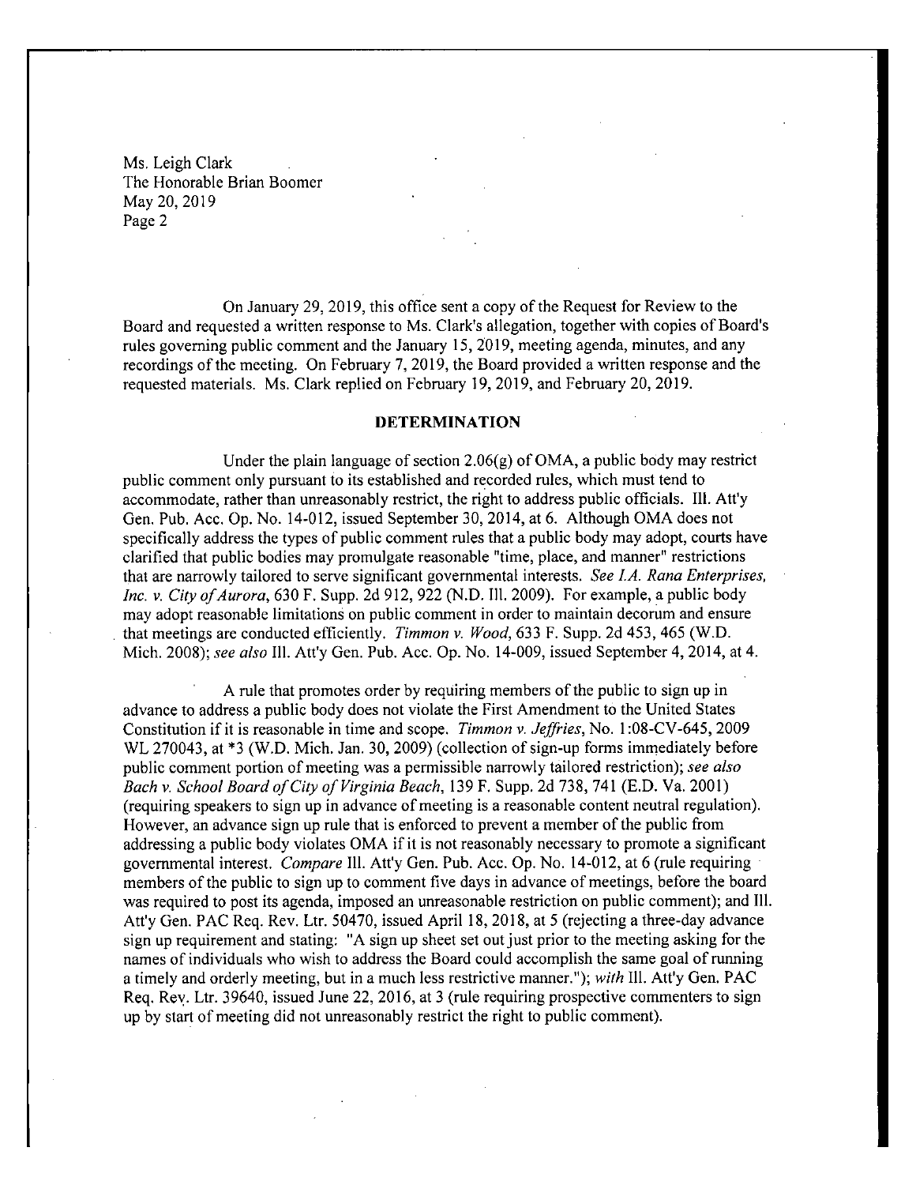Ms. Leigh Clark
The Honorable Brian Boomer
May 20, 2019

On January 29, 2019, this office sent a copy of the Request for Review to the Board and requested a written response to Ms. Clark's allegation, together with copies of Board's rules governing public comment and the January 15, 2019, meeting agenda, minutes, and any recordings of the meeting. On February 7, 2019, the Board provided a written response and the requested materials. Ms. Clark replied on February 19, 2019, and February 20, 2019.

## DETERMINATION

Under the plain language of section 2.06(g) of OMA, a public body may restrict public comment only pursuant to its established and recorded rules, which must tend to accommodate, rather than unreasonably restrict, the right to address public officials. Ill. Att'y Gen. Pub. Acc. Op. No. 14-012, issued September 30, 2014, at 6. Although OMA does not specifically address the types of public comment rules that a public body may adopt, courts have clarified that public bodies may promulgate reasonable "time, place, and manner" restrictions that are narrowly tailored to serve significant governmental interests. *See I.A. Rana Enterprises, Inc. v. City of Aurora*, 630 F. Supp. 2d 912, 922 (N.D. Ill. 2009). For example, a public body may adopt reasonable limitations on public comment in order to maintain decorum and ensure that meetings are conducted efficiently. *Timmon v. Wood*, 633 F. Supp. 2d 453, 465 (W.D. Mich. 2008); *see also* Ill. Att'y Gen. Pub. Acc. Op. No. 14-009, issued September 4, 2014, at 4.

A rule that promotes order by requiring members of the public to sign up in advance to address a public body does not violate the First Amendment to the United States Constitution if it is reasonable in time and scope. *Timmon v. Jeffries*, No. 1:08-CV-645, 2009 WL 270043, at *3 (W.D. Mich. Jan. 30, 2009) (collection of sign-up forms immediately before public comment portion of meeting was a permissible narrowly tailored restriction); *see also Bach v. School Board of City of Virginia Beach*, 139 F. Supp. 2d 738, 741 (E.D. Va. 2001) (requiring speakers to sign up in advance of meeting is a reasonable content neutral regulation). However, an advance sign up rule that is enforced to prevent a member of the public from addressing a public body violates OMA if it is not reasonably necessary to promote a significant governmental interest. *Compare* Ill. Att'y Gen. Pub. Acc. Op. No. 14-012, at 6 (rule requiring members of the public to sign up to comment five days in advance of meetings, before the board was required to post its agenda, imposed an unreasonable restriction on public comment); and Ill. Att'y Gen. PAC Req. Rev. Ltr. 50470, issued April 18, 2018, at 5 (rejecting a three-day advance sign up requirement and stating: "A sign up sheet set out just prior to the meeting asking for the names of individuals who wish to address the Board could accomplish the same goal of running a timely and orderly meeting, but in a much less restrictive manner."); *with* Ill. Att'y Gen. PAC Req. Rev. Ltr. 39640, issued June 22, 2016, at 3 (rule requiring prospective commenters to sign up by start of meeting did not unreasonably restrict the right to public comment).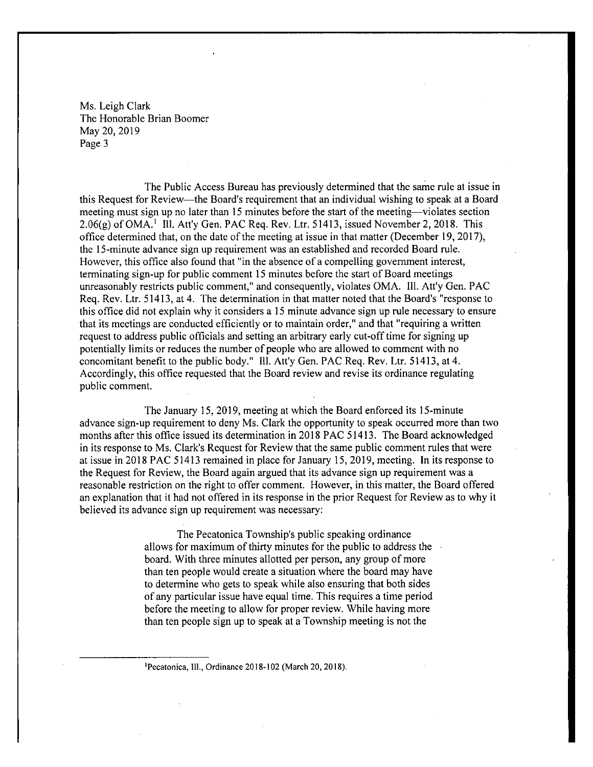Ms. Leigh Clark
The Honorable Brian Boomer
May 20, 2019
Page 3

The Public Access Bureau has previously determined that the same rule at issue in this Request for Review—the Board's requirement that an individual wishing to speak at a Board meeting must sign up no later than 15 minutes before the start of the meeting—violates section 2.06(g) of OMA.[1] Ill. Att'y Gen. PAC Req. Rev. Ltr. 51413, issued November 2, 2018. This office determined that, on the date of the meeting at issue in that matter (December 19, 2017), the 15-minute advance sign up requirement was an established and recorded Board rule. However, this office also found that "in the absence of a compelling government interest, terminating sign-up for public comment 15 minutes before the start of Board meetings unreasonably restricts public comment," and consequently, violates OMA. Ill. Att'y Gen. PAC Req. Rev. Ltr. 51413, at 4. The determination in that matter noted that the Board's "response to this office did not explain why it considers a 15 minute advance sign up rule necessary to ensure that its meetings are conducted efficiently or to maintain order," and that "requiring a written request to address public officials and setting an arbitrary early cut-off time for signing up potentially limits or reduces the number of people who are allowed to comment with no concomitant benefit to the public body." Ill. Att'y Gen. PAC Req. Rev. Ltr. 51413, at 4. Accordingly, this office requested that the Board review and revise its ordinance regulating public comment.

The January 15, 2019, meeting at which the Board enforced its 15-minute advance sign-up requirement to deny Ms. Clark the opportunity to speak occurred more than two months after this office issued its determination in 2018 PAC 51413. The Board acknowledged in its response to Ms. Clark's Request for Review that the same public comment rules that were at issue in 2018 PAC 51413 remained in place for January 15, 2019, meeting. In its response to the Request for Review, the Board again argued that its advance sign up requirement was a reasonable restriction on the right to offer comment. However, in this matter, the Board offered an explanation that it had not offered in its response in the prior Request for Review as to why it believed its advance sign up requirement was necessary:

> The Pecatonica Township's public speaking ordinance allows for maximum of thirty minutes for the public to address the board. With three minutes allotted per person, any group of more than ten people would create a situation where the board may have to determine who gets to speak while also ensuring that both sides of any particular issue have equal time. This requires a time period before the meeting to allow for proper review. While having more than ten people sign up to speak at a Township meeting is not the

[1] Pecatonica, Ill., Ordinance 2018-102 (March 20, 2018).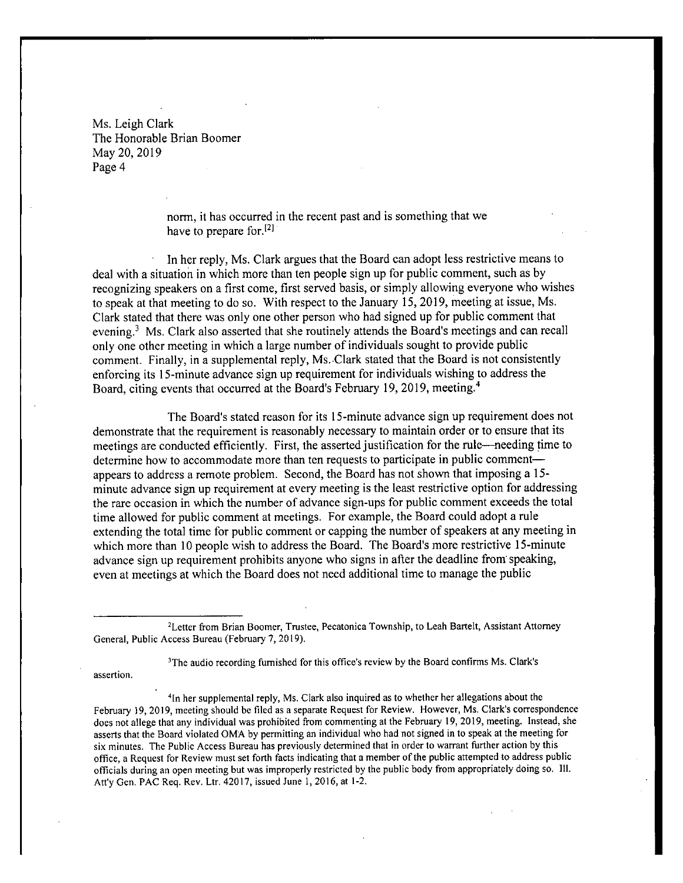norm, it has occurred in the recent past and is something that we have to prepare for.[2]

In her reply, Ms. Clark argues that the Board can adopt less restrictive means to deal with a situation in which more than ten people sign up for public comment, such as by recognizing speakers on a first come, first served basis, or simply allowing everyone who wishes to speak at that meeting to do so. With respect to the January 15, 2019, meeting at issue, Ms. Clark stated that there was only one other person who had signed up for public comment that evening.[3] Ms. Clark also asserted that she routinely attends the Board's meetings and can recall only one other meeting in which a large number of individuals sought to provide public comment. Finally, in a supplemental reply, Ms. Clark stated that the Board is not consistently enforcing its 15-minute advance sign up requirement for individuals wishing to address the Board, citing events that occurred at the Board's February 19, 2019, meeting.[4]

The Board's stated reason for its 15-minute advance sign up requirement does not demonstrate that the requirement is reasonably necessary to maintain order or to ensure that its meetings are conducted efficiently. First, the asserted justification for the rule—needing time to determine how to accommodate more than ten requests to participate in public comment—appears to address a remote problem. Second, the Board has not shown that imposing a 15-minute advance sign up requirement at every meeting is the least restrictive option for addressing the rare occasion in which the number of advance sign-ups for public comment exceeds the total time allowed for public comment at meetings. For example, the Board could adopt a rule extending the total time for public comment or capping the number of speakers at any meeting in which more than 10 people wish to address the Board. The Board's more restrictive 15-minute advance sign up requirement prohibits anyone who signs in after the deadline from speaking, even at meetings at which the Board does not need additional time to manage the public

---

[2]Letter from Brian Boomer, Trustee, Pecatonica Township, to Leah Bartelt, Assistant Attorney General, Public Access Bureau (February 7, 2019).

[3]The audio recording furnished for this office's review by the Board confirms Ms. Clark's assertion.

[4]In her supplemental reply, Ms. Clark also inquired as to whether her allegations about the February 19, 2019, meeting should be filed as a separate Request for Review. However, Ms. Clark's correspondence does not allege that any individual was prohibited from commenting at the February 19, 2019, meeting. Instead, she asserts that the Board violated OMA by permitting an individual who had not signed in to speak at the meeting for six minutes. The Public Access Bureau has previously determined that in order to warrant further action by this office, a Request for Review must set forth facts indicating that a member of the public attempted to address public officials during an open meeting but was improperly restricted by the public body from appropriately doing so. Ill. Att'y Gen. PAC Req. Rev. Ltr. 42017, issued June 1, 2016, at 1-2.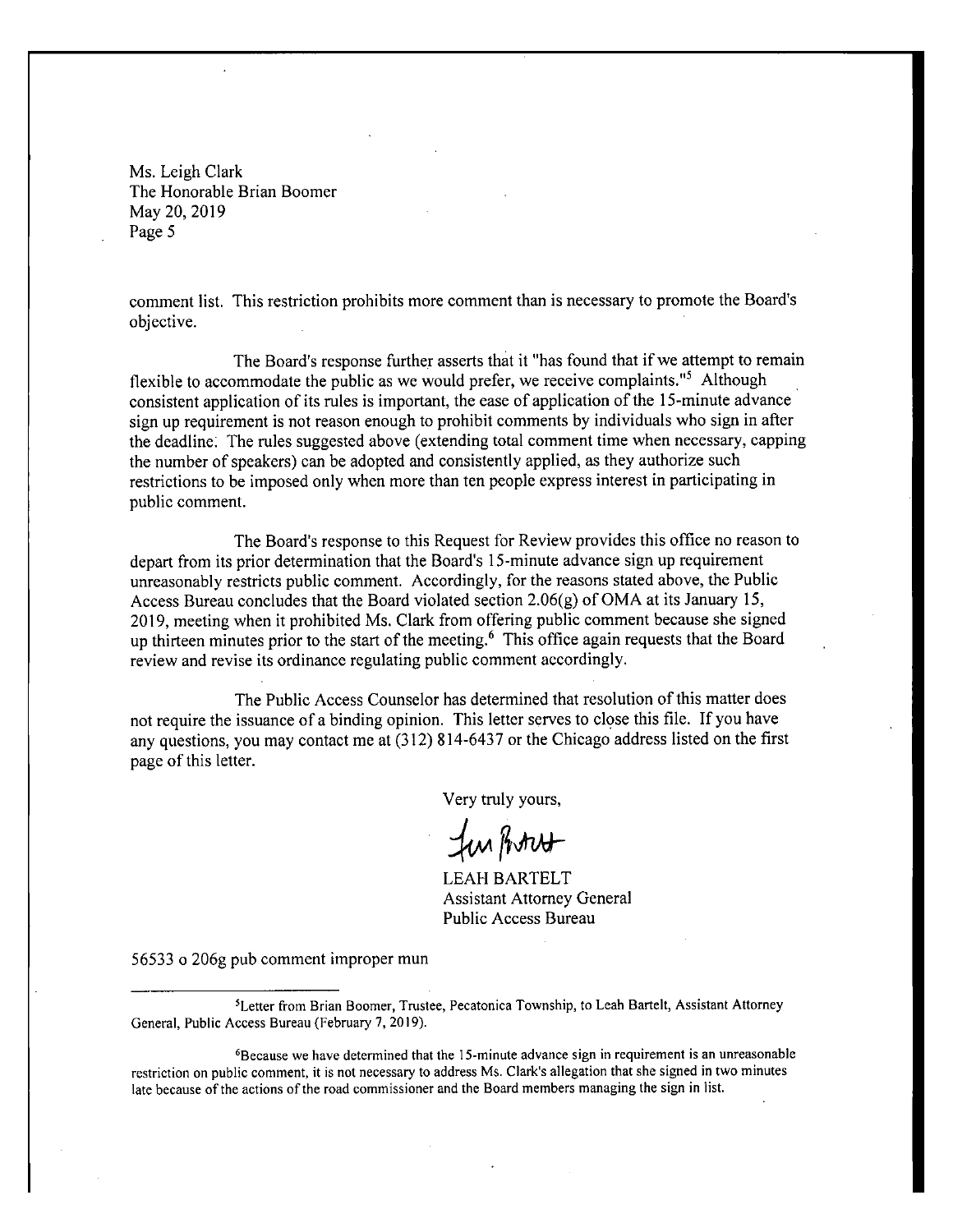Ms. Leigh Clark
The Honorable Brian Boomer
May 20, 2019
Page 5

comment list. This restriction prohibits more comment than is necessary to promote the Board's objective.

The Board's response further asserts that it "has found that if we attempt to remain flexible to accommodate the public as we would prefer, we receive complaints."[5] Although consistent application of its rules is important, the ease of application of the 15-minute advance sign up requirement is not reason enough to prohibit comments by individuals who sign in after the deadline. The rules suggested above (extending total comment time when necessary, capping the number of speakers) can be adopted and consistently applied, as they authorize such restrictions to be imposed only when more than ten people express interest in participating in public comment.

The Board's response to this Request for Review provides this office no reason to depart from its prior determination that the Board's 15-minute advance sign up requirement unreasonably restricts public comment. Accordingly, for the reasons stated above, the Public Access Bureau concludes that the Board violated section 2.06(g) of OMA at its January 15, 2019, meeting when it prohibited Ms. Clark from offering public comment because she signed up thirteen minutes prior to the start of the meeting.[6] This office again requests that the Board review and revise its ordinance regulating public comment accordingly.

The Public Access Counselor has determined that resolution of this matter does not require the issuance of a binding opinion. This letter serves to close this file. If you have any questions, you may contact me at (312) 814-6437 or the Chicago address listed on the first page of this letter.

Very truly yours,

LEAH BARTELT
Assistant Attorney General
Public Access Bureau

56533 o 206g pub comment improper mun

---

[5] Letter from Brian Boomer, Trustee, Pecatonica Township, to Leah Bartelt, Assistant Attorney General, Public Access Bureau (February 7, 2019).

[6] Because we have determined that the 15-minute advance sign in requirement is an unreasonable restriction on public comment, it is not necessary to address Ms. Clark's allegation that she signed in two minutes late because of the actions of the road commissioner and the Board members managing the sign in list.